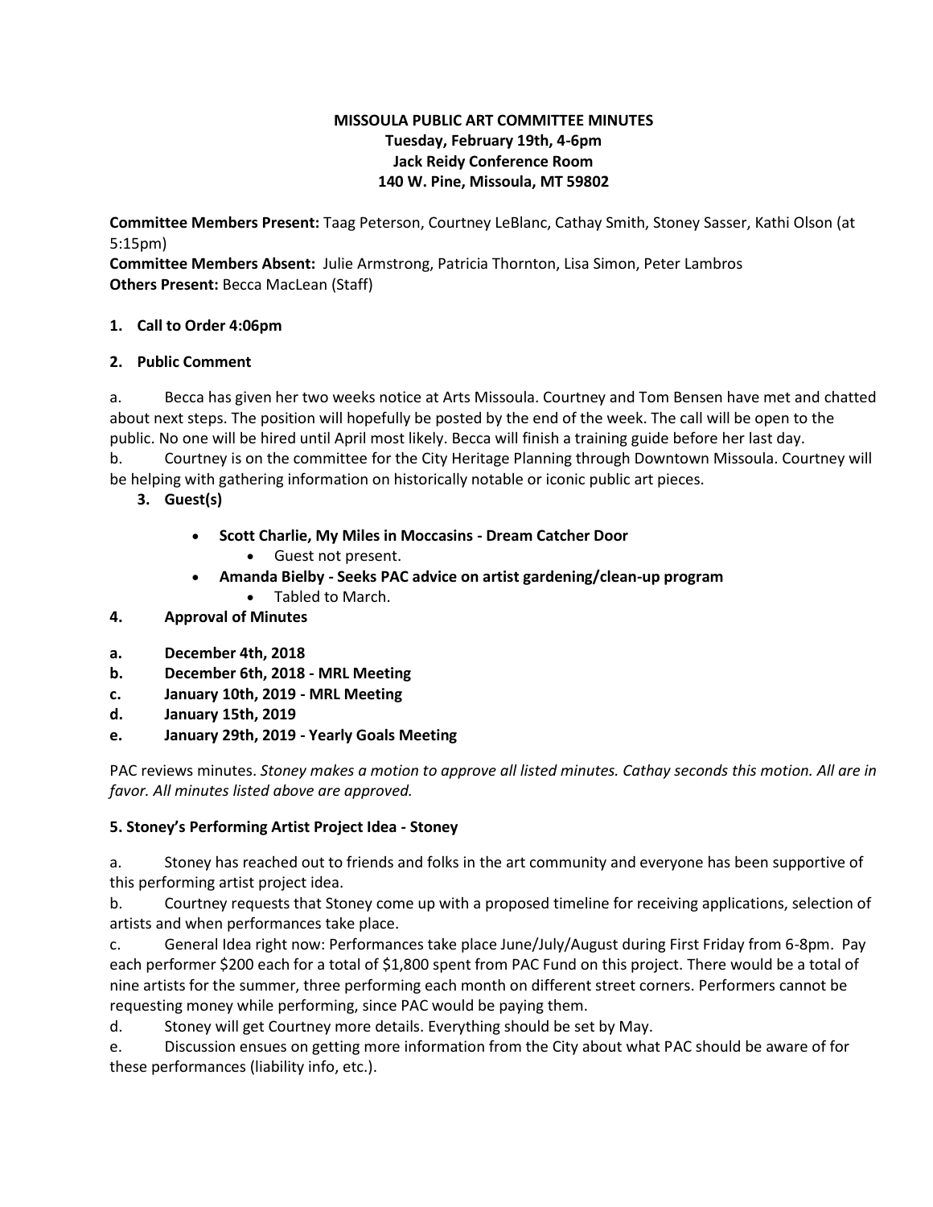**MISSOULA PUBLIC ART COMMITTEE MINUTES**
**Tuesday, February 19th, 4-6pm**
**Jack Reidy Conference Room**
**140 W. Pine, Missoula, MT 59802**

**Committee Members Present:** Taag Peterson, Courtney LeBlanc, Cathay Smith, Stoney Sasser, Kathi Olson (at 5:15pm)
**Committee Members Absent:** Julie Armstrong, Patricia Thornton, Lisa Simon, Peter Lambros
**Others Present:** Becca MacLean (Staff)

**1. Call to Order 4:06pm**

**2. Public Comment**

a. Becca has given her two weeks notice at Arts Missoula. Courtney and Tom Bensen have met and chatted about next steps. The position will hopefully be posted by the end of the week. The call will be open to the public. No one will be hired until April most likely. Becca will finish a training guide before her last day.
b. Courtney is on the committee for the City Heritage Planning through Downtown Missoula. Courtney will be helping with gathering information on historically notable or iconic public art pieces.

**3. Guest(s)**

- **Scott Charlie, My Miles in Moccasins - Dream Catcher Door**
  - Guest not present.
- **Amanda Bielby - Seeks PAC advice on artist gardening/clean-up program**
  - Tabled to March.

**4. Approval of Minutes**

**a. December 4th, 2018**
**b. December 6th, 2018 - MRL Meeting**
**c. January 10th, 2019 - MRL Meeting**
**d. January 15th, 2019**
**e. January 29th, 2019 - Yearly Goals Meeting**

PAC reviews minutes. *Stoney makes a motion to approve all listed minutes. Cathay seconds this motion. All are in favor. All minutes listed above are approved.*

**5. Stoney's Performing Artist Project Idea - Stoney**

a. Stoney has reached out to friends and folks in the art community and everyone has been supportive of this performing artist project idea.
b. Courtney requests that Stoney come up with a proposed timeline for receiving applications, selection of artists and when performances take place.
c. General Idea right now: Performances take place June/July/August during First Friday from 6-8pm. Pay each performer $200 each for a total of $1,800 spent from PAC Fund on this project. There would be a total of nine artists for the summer, three performing each month on different street corners. Performers cannot be requesting money while performing, since PAC would be paying them.
d. Stoney will get Courtney more details. Everything should be set by May.
e. Discussion ensues on getting more information from the City about what PAC should be aware of for these performances (liability info, etc.).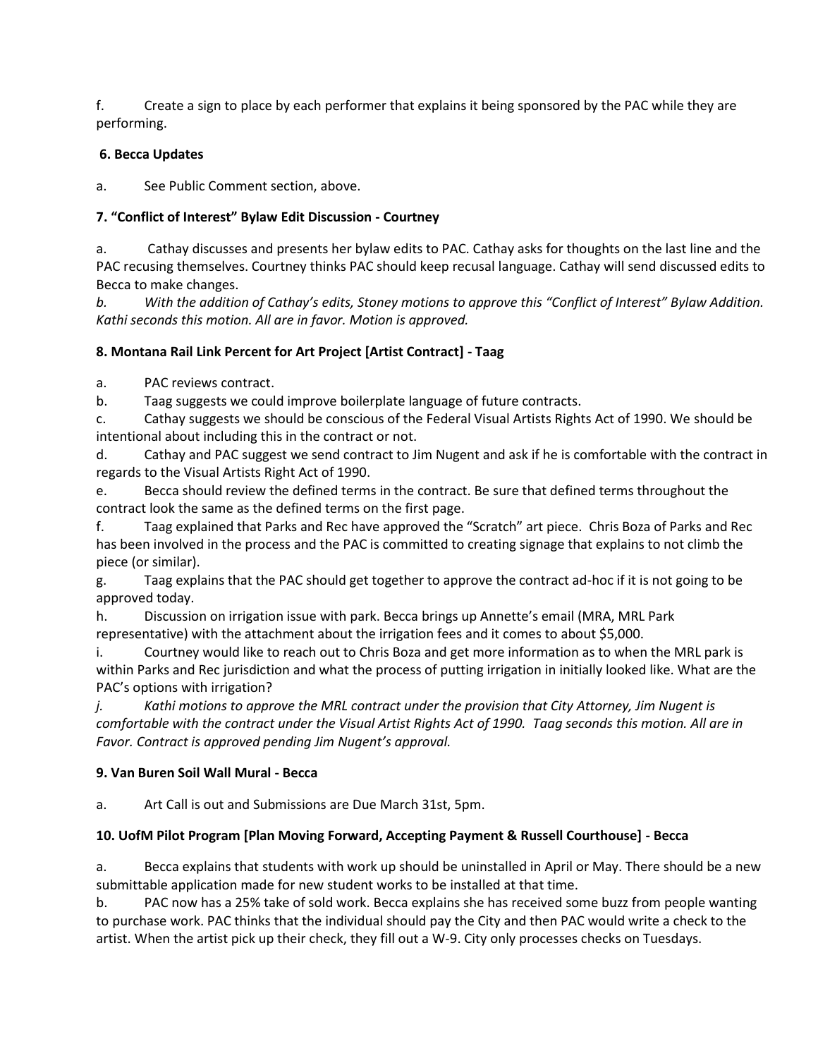f. Create a sign to place by each performer that explains it being sponsored by the PAC while they are performing.

**6. Becca Updates**

a. See Public Comment section, above.

**7. "Conflict of Interest" Bylaw Edit Discussion - Courtney**

a. Cathay discusses and presents her bylaw edits to PAC. Cathay asks for thoughts on the last line and the PAC recusing themselves. Courtney thinks PAC should keep recusal language. Cathay will send discussed edits to Becca to make changes.

*b. With the addition of Cathay's edits, Stoney motions to approve this "Conflict of Interest" Bylaw Addition. Kathi seconds this motion. All are in favor. Motion is approved.*

**8. Montana Rail Link Percent for Art Project [Artist Contract] - Taag**

a. PAC reviews contract.

b. Taag suggests we could improve boilerplate language of future contracts.

c. Cathay suggests we should be conscious of the Federal Visual Artists Rights Act of 1990. We should be intentional about including this in the contract or not.

d. Cathay and PAC suggest we send contract to Jim Nugent and ask if he is comfortable with the contract in regards to the Visual Artists Right Act of 1990.

e. Becca should review the defined terms in the contract. Be sure that defined terms throughout the contract look the same as the defined terms on the first page.

f. Taag explained that Parks and Rec have approved the "Scratch" art piece. Chris Boza of Parks and Rec has been involved in the process and the PAC is committed to creating signage that explains to not climb the piece (or similar).

g. Taag explains that the PAC should get together to approve the contract ad-hoc if it is not going to be approved today.

h. Discussion on irrigation issue with park. Becca brings up Annette's email (MRA, MRL Park representative) with the attachment about the irrigation fees and it comes to about $5,000.

i. Courtney would like to reach out to Chris Boza and get more information as to when the MRL park is within Parks and Rec jurisdiction and what the process of putting irrigation in initially looked like. What are the PAC's options with irrigation?

*j. Kathi motions to approve the MRL contract under the provision that City Attorney, Jim Nugent is comfortable with the contract under the Visual Artist Rights Act of 1990. Taag seconds this motion. All are in Favor. Contract is approved pending Jim Nugent's approval.*

**9. Van Buren Soil Wall Mural - Becca**

a. Art Call is out and Submissions are Due March 31st, 5pm.

**10. UofM Pilot Program [Plan Moving Forward, Accepting Payment & Russell Courthouse] - Becca**

a. Becca explains that students with work up should be uninstalled in April or May. There should be a new submittable application made for new student works to be installed at that time.

b. PAC now has a 25% take of sold work. Becca explains she has received some buzz from people wanting to purchase work. PAC thinks that the individual should pay the City and then PAC would write a check to the artist. When the artist pick up their check, they fill out a W-9. City only processes checks on Tuesdays.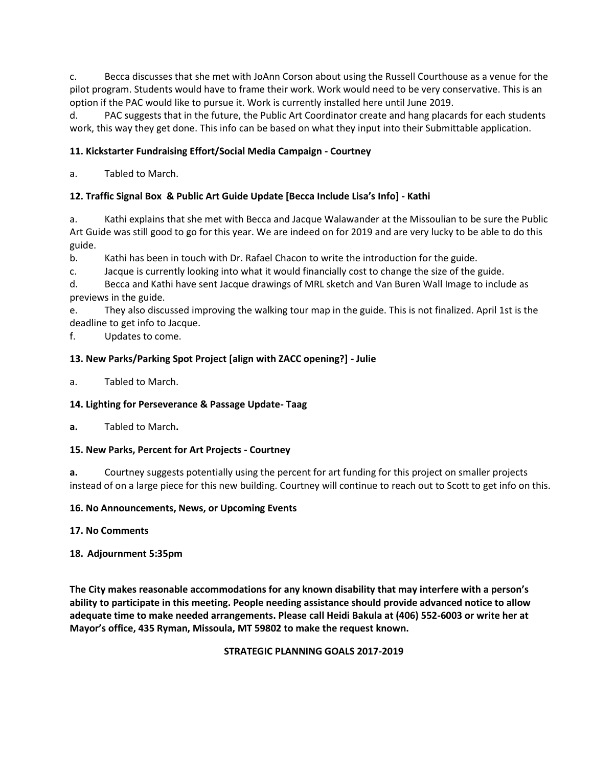c. Becca discusses that she met with JoAnn Corson about using the Russell Courthouse as a venue for the pilot program. Students would have to frame their work. Work would need to be very conservative. This is an option if the PAC would like to pursue it. Work is currently installed here until June 2019.

d. PAC suggests that in the future, the Public Art Coordinator create and hang placards for each students work, this way they get done. This info can be based on what they input into their Submittable application.

**11. Kickstarter Fundraising Effort/Social Media Campaign - Courtney**

a. Tabled to March.

**12. Traffic Signal Box & Public Art Guide Update [Becca Include Lisa's Info] - Kathi**

a. Kathi explains that she met with Becca and Jacque Walawander at the Missoulian to be sure the Public Art Guide was still good to go for this year. We are indeed on for 2019 and are very lucky to be able to do this guide.

b. Kathi has been in touch with Dr. Rafael Chacon to write the introduction for the guide.

c. Jacque is currently looking into what it would financially cost to change the size of the guide.

d. Becca and Kathi have sent Jacque drawings of MRL sketch and Van Buren Wall Image to include as previews in the guide.

e. They also discussed improving the walking tour map in the guide. This is not finalized. April 1st is the deadline to get info to Jacque.

f. Updates to come.

**13. New Parks/Parking Spot Project [align with ZACC opening?] - Julie**

a. Tabled to March.

**14. Lighting for Perseverance & Passage Update- Taag**

**a.** Tabled to March**.**

**15. New Parks, Percent for Art Projects - Courtney**

**a.** Courtney suggests potentially using the percent for art funding for this project on smaller projects instead of on a large piece for this new building. Courtney will continue to reach out to Scott to get info on this.

**16. No Announcements, News, or Upcoming Events**

**17. No Comments**

**18. Adjournment 5:35pm**

**The City makes reasonable accommodations for any known disability that may interfere with a person's ability to participate in this meeting. People needing assistance should provide advanced notice to allow adequate time to make needed arrangements. Please call Heidi Bakula at (406) 552-6003 or write her at Mayor's office, 435 Ryman, Missoula, MT 59802 to make the request known.**

**STRATEGIC PLANNING GOALS 2017-2019**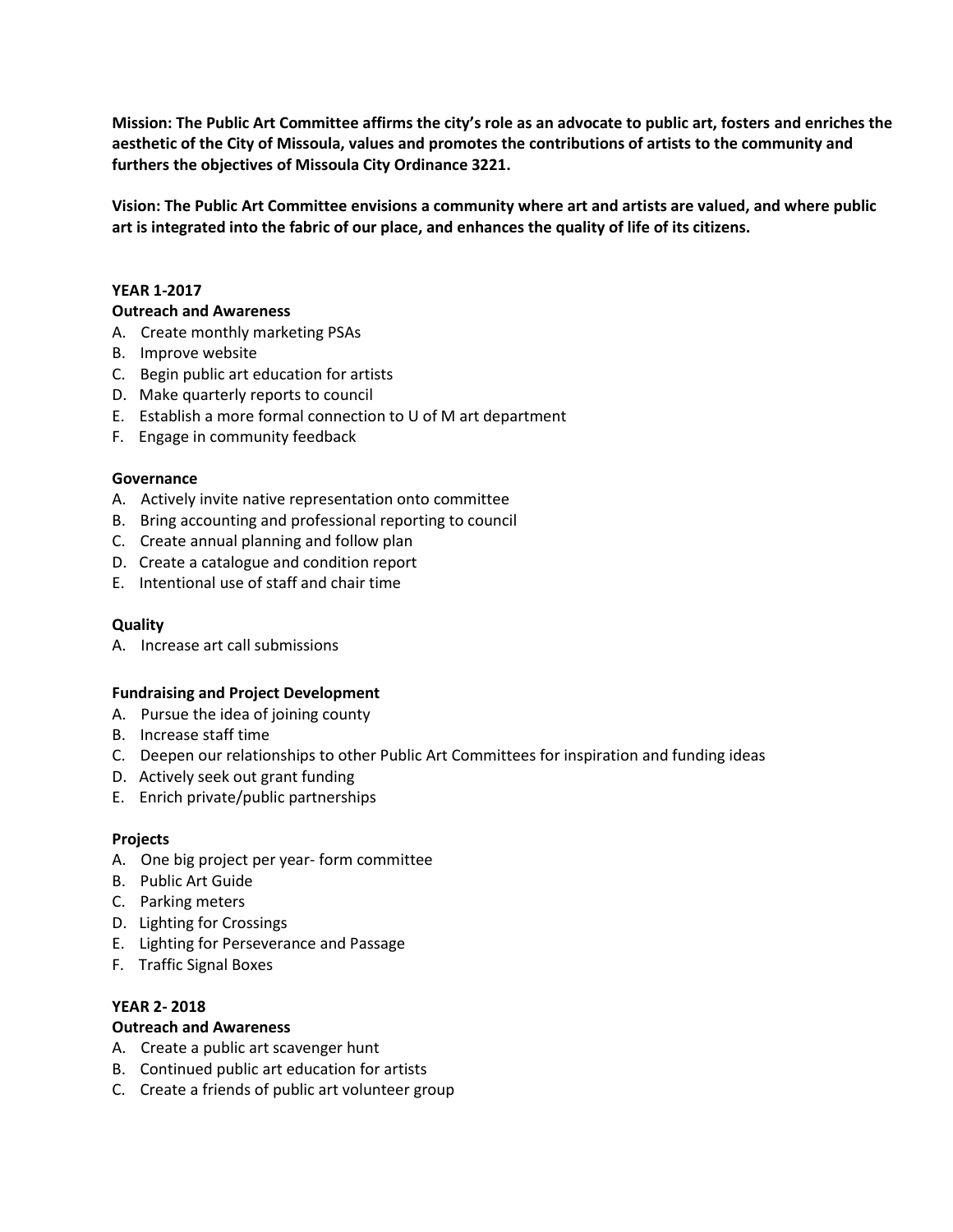**Mission: The Public Art Committee affirms the city's role as an advocate to public art, fosters and enriches the aesthetic of the City of Missoula, values and promotes the contributions of artists to the community and furthers the objectives of Missoula City Ordinance 3221.**

**Vision: The Public Art Committee envisions a community where art and artists are valued, and where public art is integrated into the fabric of our place, and enhances the quality of life of its citizens.**

**YEAR 1-2017**

**Outreach and Awareness**

A. Create monthly marketing PSAs
B. Improve website
C. Begin public art education for artists
D. Make quarterly reports to council
E. Establish a more formal connection to U of M art department
F. Engage in community feedback

**Governance**

A. Actively invite native representation onto committee
B. Bring accounting and professional reporting to council
C. Create annual planning and follow plan
D. Create a catalogue and condition report
E. Intentional use of staff and chair time

**Quality**

A. Increase art call submissions

**Fundraising and Project Development**

A. Pursue the idea of joining county
B. Increase staff time
C. Deepen our relationships to other Public Art Committees for inspiration and funding ideas
D. Actively seek out grant funding
E. Enrich private/public partnerships

**Projects**

A. One big project per year- form committee
B. Public Art Guide
C. Parking meters
D. Lighting for Crossings
E. Lighting for Perseverance and Passage
F. Traffic Signal Boxes

**YEAR 2- 2018**

**Outreach and Awareness**

A. Create a public art scavenger hunt
B. Continued public art education for artists
C. Create a friends of public art volunteer group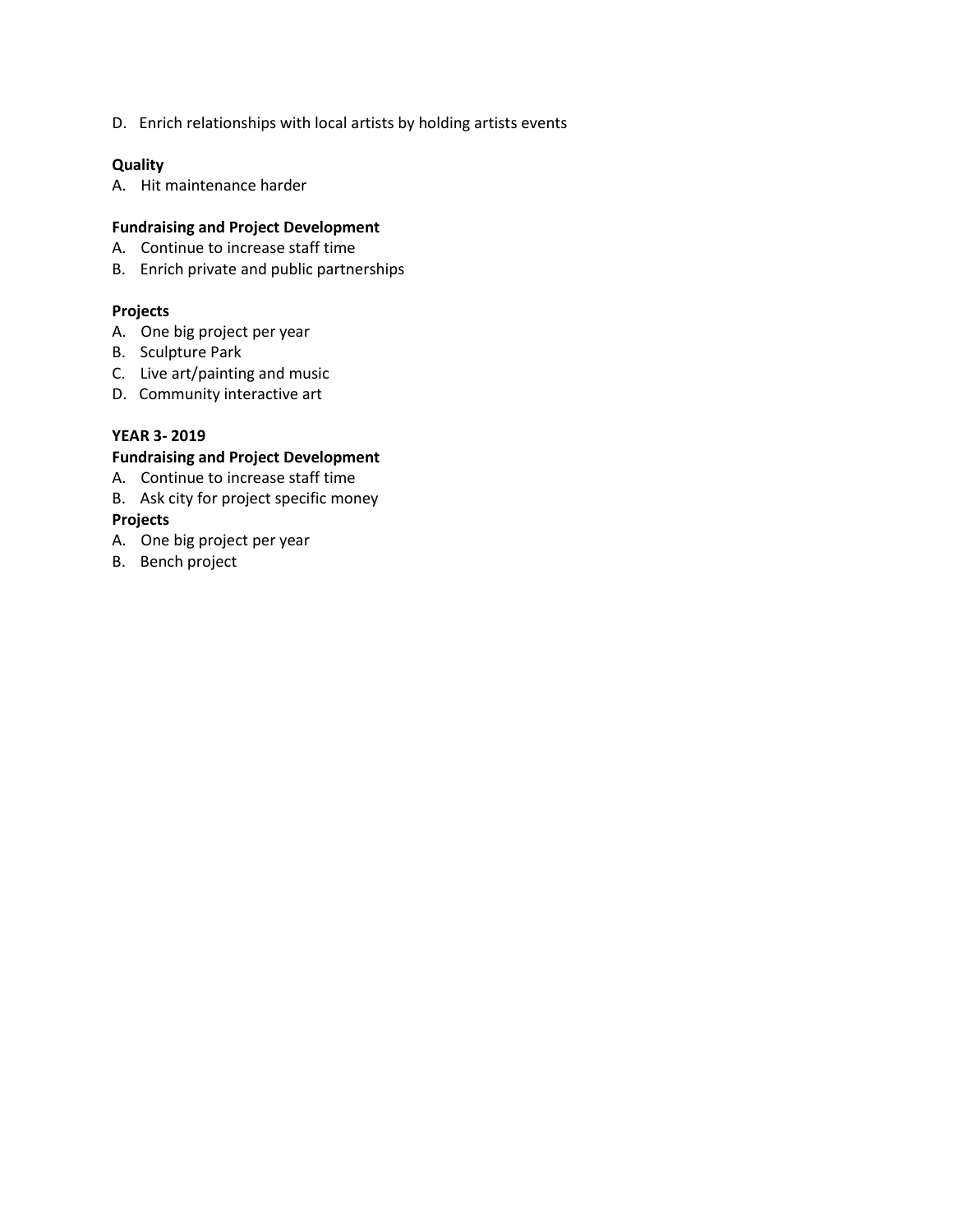D. Enrich relationships with local artists by holding artists events

**Quality**

A. Hit maintenance harder

**Fundraising and Project Development**

A. Continue to increase staff time
B. Enrich private and public partnerships

**Projects**

A. One big project per year
B. Sculpture Park
C. Live art/painting and music
D. Community interactive art

**YEAR 3- 2019**

**Fundraising and Project Development**

A. Continue to increase staff time
B. Ask city for project specific money

**Projects**

A. One big project per year
B. Bench project